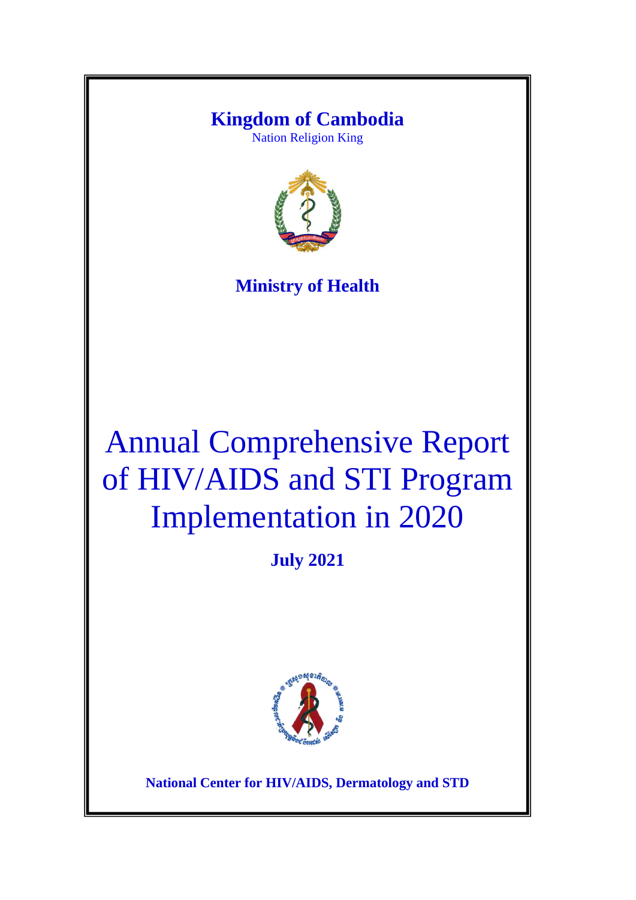**Kingdom of Cambodia**

Nation Religion King

**Ministry of Health**

# Annual Comprehensive Report of HIV/AIDS and STI Program Implementation in 2020

**July 2021**

**National Center for HIV/AIDS, Dermatology and STD**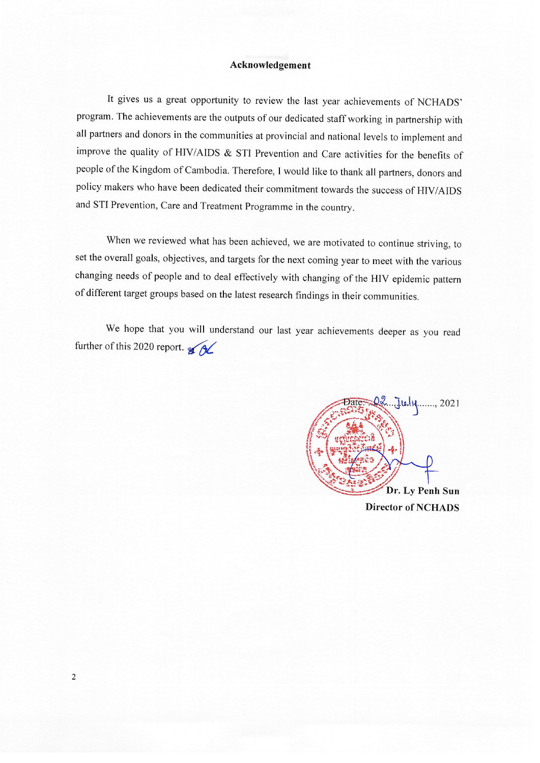## Acknowledgement

It gives us a great opportunity to review the last year achievements of NCHADS' program. The achievements are the outputs of our dedicated staff working in partnership with all partners and donors in the communities at provincial and national levels to implement and improve the quality of HIV/AIDS & STI Prevention and Care activities for the benefits of people of the Kingdom of Cambodia. Therefore, I would like to thank all partners, donors and policy makers who have been dedicated their commitment towards the success of HIV/AIDS and STI Prevention, Care and Treatment Programme in the country.

When we reviewed what has been achieved, we are motivated to continue striving, to set the overall goals, objectives, and targets for the next coming year to meet with the various changing needs of people and to deal effectively with changing of the HIV epidemic pattern of different target groups based on the latest research findings in their communities.

We hope that you will understand our last year achievements deeper as you read further of this 2020 report.

Date: 02 July, 2021

**Dr. Ly Penh Sun**

**Director of NCHADS**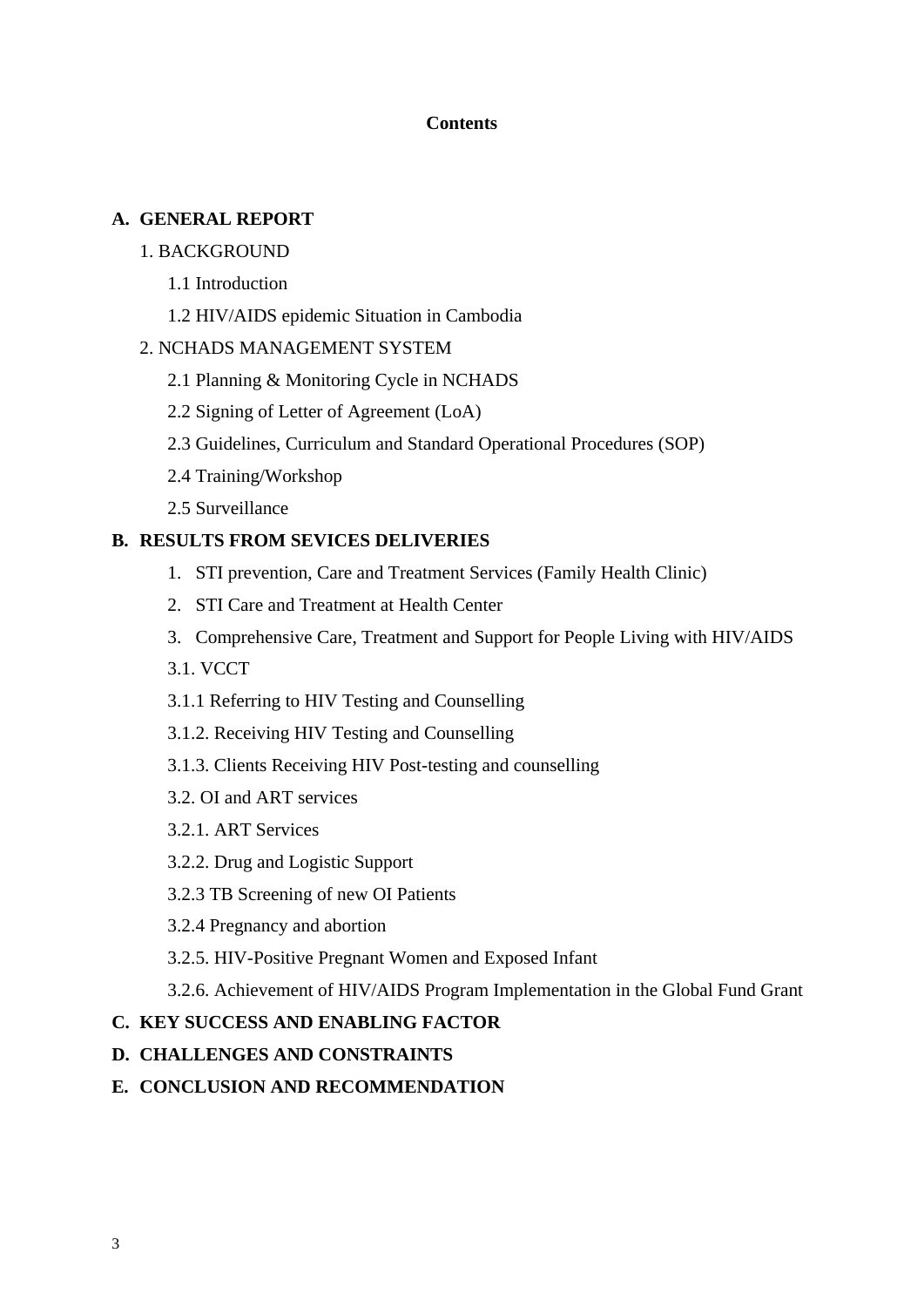**Contents**

**A. GENERAL REPORT**

- 1. BACKGROUND
  - 1.1 Introduction
  - 1.2 HIV/AIDS epidemic Situation in Cambodia
- 2. NCHADS MANAGEMENT SYSTEM
  - 2.1 Planning & Monitoring Cycle in NCHADS
  - 2.2 Signing of Letter of Agreement (LoA)
  - 2.3 Guidelines, Curriculum and Standard Operational Procedures (SOP)
  - 2.4 Training/Workshop
  - 2.5 Surveillance

**B. RESULTS FROM SEVICES DELIVERIES**

1. STI prevention, Care and Treatment Services (Family Health Clinic)
2. STI Care and Treatment at Health Center
3. Comprehensive Care, Treatment and Support for People Living with HIV/AIDS

- 3.1. VCCT
- 3.1.1 Referring to HIV Testing and Counselling
- 3.1.2. Receiving HIV Testing and Counselling
- 3.1.3. Clients Receiving HIV Post-testing and counselling
- 3.2. OI and ART services
- 3.2.1. ART Services
- 3.2.2. Drug and Logistic Support
- 3.2.3 TB Screening of new OI Patients
- 3.2.4 Pregnancy and abortion
- 3.2.5. HIV-Positive Pregnant Women and Exposed Infant
- 3.2.6. Achievement of HIV/AIDS Program Implementation in the Global Fund Grant

**C. KEY SUCCESS AND ENABLING FACTOR**

**D. CHALLENGES AND CONSTRAINTS**

**E. CONCLUSION AND RECOMMENDATION**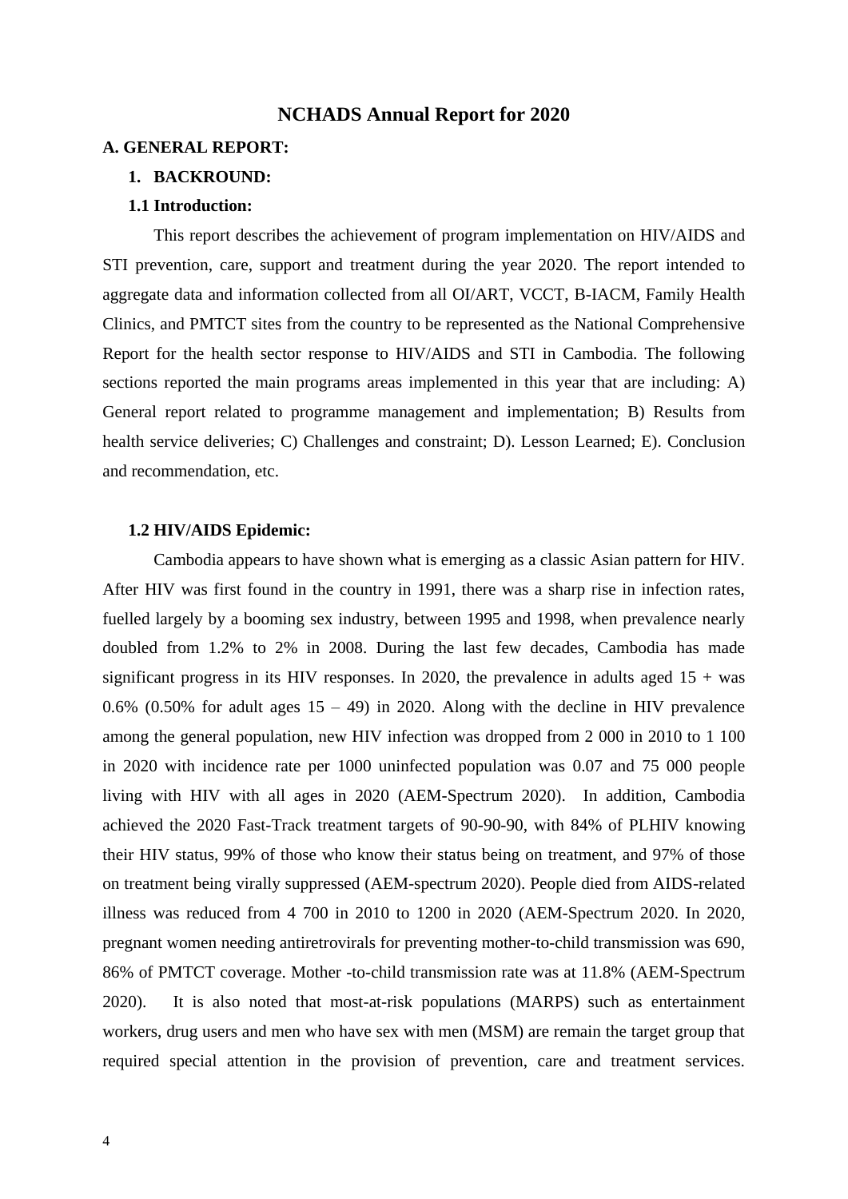# NCHADS Annual Report for 2020

## A. GENERAL REPORT:

### 1. BACKROUND:

#### 1.1 Introduction:

This report describes the achievement of program implementation on HIV/AIDS and STI prevention, care, support and treatment during the year 2020. The report intended to aggregate data and information collected from all OI/ART, VCCT, B-IACM, Family Health Clinics, and PMTCT sites from the country to be represented as the National Comprehensive Report for the health sector response to HIV/AIDS and STI in Cambodia. The following sections reported the main programs areas implemented in this year that are including: A) General report related to programme management and implementation; B) Results from health service deliveries; C) Challenges and constraint; D). Lesson Learned; E). Conclusion and recommendation, etc.

#### 1.2 HIV/AIDS Epidemic:

Cambodia appears to have shown what is emerging as a classic Asian pattern for HIV. After HIV was first found in the country in 1991, there was a sharp rise in infection rates, fuelled largely by a booming sex industry, between 1995 and 1998, when prevalence nearly doubled from 1.2% to 2% in 2008. During the last few decades, Cambodia has made significant progress in its HIV responses. In 2020, the prevalence in adults aged 15 + was 0.6% (0.50% for adult ages 15 – 49) in 2020. Along with the decline in HIV prevalence among the general population, new HIV infection was dropped from 2 000 in 2010 to 1 100 in 2020 with incidence rate per 1000 uninfected population was 0.07 and 75 000 people living with HIV with all ages in 2020 (AEM-Spectrum 2020). In addition, Cambodia achieved the 2020 Fast-Track treatment targets of 90-90-90, with 84% of PLHIV knowing their HIV status, 99% of those who know their status being on treatment, and 97% of those on treatment being virally suppressed (AEM-spectrum 2020). People died from AIDS-related illness was reduced from 4 700 in 2010 to 1200 in 2020 (AEM-Spectrum 2020. In 2020, pregnant women needing antiretrovirals for preventing mother-to-child transmission was 690, 86% of PMTCT coverage. Mother -to-child transmission rate was at 11.8% (AEM-Spectrum 2020). It is also noted that most-at-risk populations (MARPS) such as entertainment workers, drug users and men who have sex with men (MSM) are remain the target group that required special attention in the provision of prevention, care and treatment services.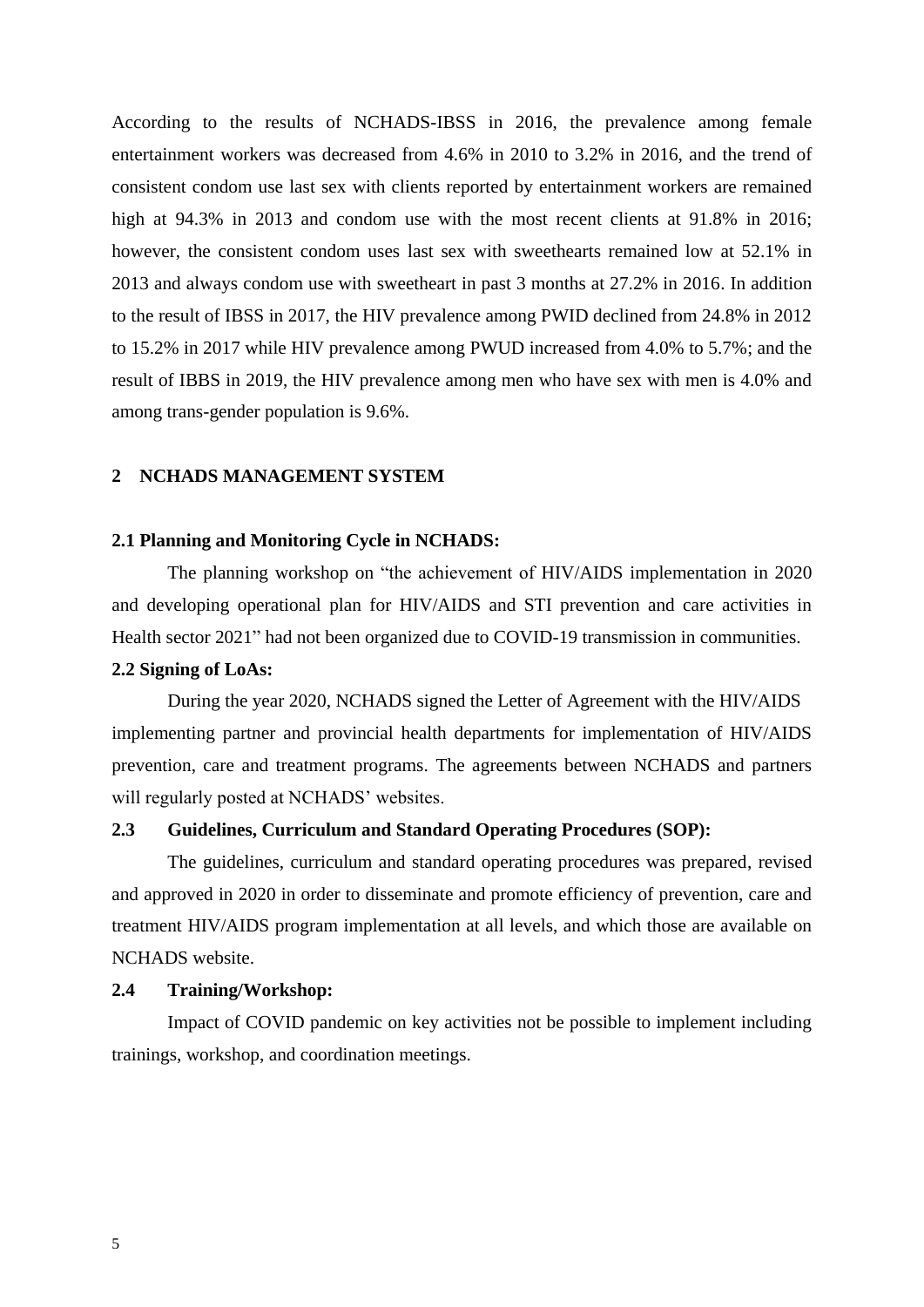According to the results of NCHADS-IBSS in 2016, the prevalence among female entertainment workers was decreased from 4.6% in 2010 to 3.2% in 2016, and the trend of consistent condom use last sex with clients reported by entertainment workers are remained high at 94.3% in 2013 and condom use with the most recent clients at 91.8% in 2016; however, the consistent condom uses last sex with sweethearts remained low at 52.1% in 2013 and always condom use with sweetheart in past 3 months at 27.2% in 2016. In addition to the result of IBSS in 2017, the HIV prevalence among PWID declined from 24.8% in 2012 to 15.2% in 2017 while HIV prevalence among PWUD increased from 4.0% to 5.7%; and the result of IBBS in 2019, the HIV prevalence among men who have sex with men is 4.0% and among trans-gender population is 9.6%.

## 2 NCHADS MANAGEMENT SYSTEM

### 2.1 Planning and Monitoring Cycle in NCHADS:

The planning workshop on "the achievement of HIV/AIDS implementation in 2020 and developing operational plan for HIV/AIDS and STI prevention and care activities in Health sector 2021" had not been organized due to COVID-19 transmission in communities.

### 2.2 Signing of LoAs:

During the year 2020, NCHADS signed the Letter of Agreement with the HIV/AIDS implementing partner and provincial health departments for implementation of HIV/AIDS prevention, care and treatment programs. The agreements between NCHADS and partners will regularly posted at NCHADS' websites.

### 2.3 Guidelines, Curriculum and Standard Operating Procedures (SOP):

The guidelines, curriculum and standard operating procedures was prepared, revised and approved in 2020 in order to disseminate and promote efficiency of prevention, care and treatment HIV/AIDS program implementation at all levels, and which those are available on NCHADS website.

### 2.4 Training/Workshop:

Impact of COVID pandemic on key activities not be possible to implement including trainings, workshop, and coordination meetings.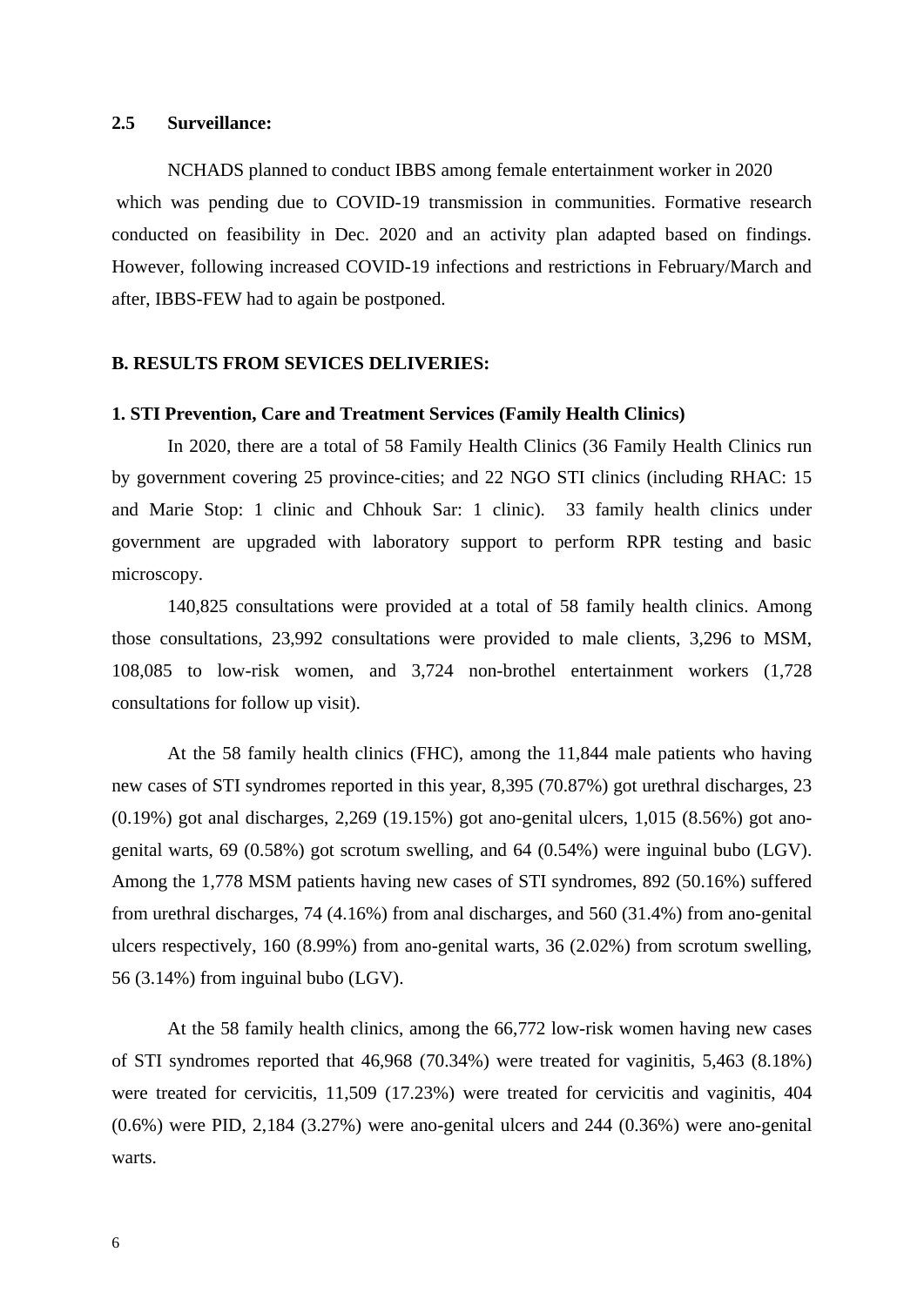### 2.5 Surveillance:

NCHADS planned to conduct IBBS among female entertainment worker in 2020 which was pending due to COVID-19 transmission in communities. Formative research conducted on feasibility in Dec. 2020 and an activity plan adapted based on findings. However, following increased COVID-19 infections and restrictions in February/March and after, IBBS-FEW had to again be postponed.

## B. RESULTS FROM SEVICES DELIVERIES:

### 1. STI Prevention, Care and Treatment Services (Family Health Clinics)

In 2020, there are a total of 58 Family Health Clinics (36 Family Health Clinics run by government covering 25 province-cities; and 22 NGO STI clinics (including RHAC: 15 and Marie Stop: 1 clinic and Chhouk Sar: 1 clinic). 33 family health clinics under government are upgraded with laboratory support to perform RPR testing and basic microscopy.

140,825 consultations were provided at a total of 58 family health clinics. Among those consultations, 23,992 consultations were provided to male clients, 3,296 to MSM, 108,085 to low-risk women, and 3,724 non-brothel entertainment workers (1,728 consultations for follow up visit).

At the 58 family health clinics (FHC), among the 11,844 male patients who having new cases of STI syndromes reported in this year, 8,395 (70.87%) got urethral discharges, 23 (0.19%) got anal discharges, 2,269 (19.15%) got ano-genital ulcers, 1,015 (8.56%) got ano-genital warts, 69 (0.58%) got scrotum swelling, and 64 (0.54%) were inguinal bubo (LGV). Among the 1,778 MSM patients having new cases of STI syndromes, 892 (50.16%) suffered from urethral discharges, 74 (4.16%) from anal discharges, and 560 (31.4%) from ano-genital ulcers respectively, 160 (8.99%) from ano-genital warts, 36 (2.02%) from scrotum swelling, 56 (3.14%) from inguinal bubo (LGV).

At the 58 family health clinics, among the 66,772 low-risk women having new cases of STI syndromes reported that 46,968 (70.34%) were treated for vaginitis, 5,463 (8.18%) were treated for cervicitis, 11,509 (17.23%) were treated for cervicitis and vaginitis, 404 (0.6%) were PID, 2,184 (3.27%) were ano-genital ulcers and 244 (0.36%) were ano-genital warts.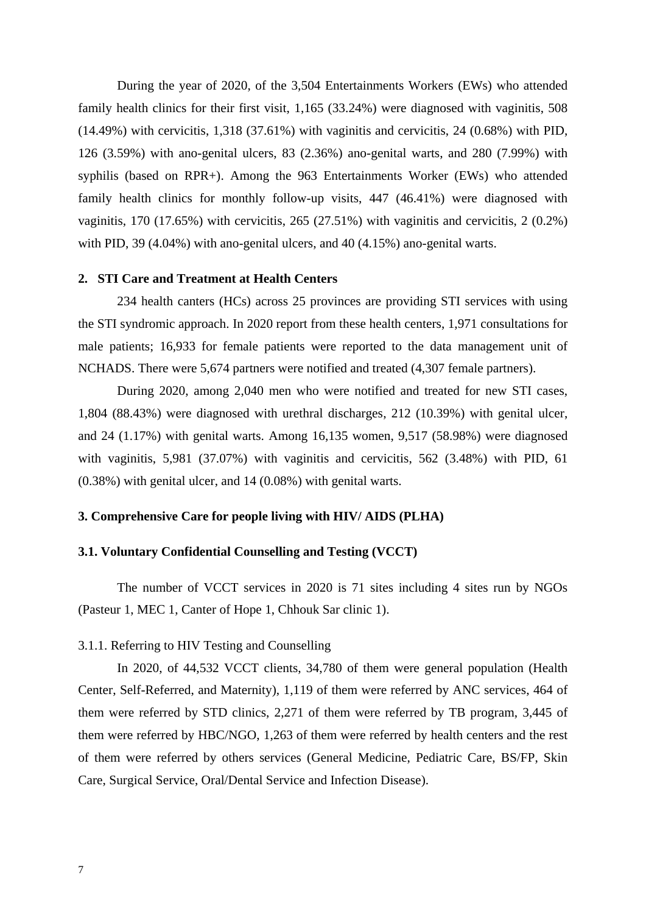During the year of 2020, of the 3,504 Entertainments Workers (EWs) who attended family health clinics for their first visit, 1,165 (33.24%) were diagnosed with vaginitis, 508 (14.49%) with cervicitis, 1,318 (37.61%) with vaginitis and cervicitis, 24 (0.68%) with PID, 126 (3.59%) with ano-genital ulcers, 83 (2.36%) ano-genital warts, and 280 (7.99%) with syphilis (based on RPR+). Among the 963 Entertainments Worker (EWs) who attended family health clinics for monthly follow-up visits, 447 (46.41%) were diagnosed with vaginitis, 170 (17.65%) with cervicitis, 265 (27.51%) with vaginitis and cervicitis, 2 (0.2%) with PID, 39 (4.04%) with ano-genital ulcers, and 40 (4.15%) ano-genital warts.

## 2. STI Care and Treatment at Health Centers

234 health canters (HCs) across 25 provinces are providing STI services with using the STI syndromic approach. In 2020 report from these health centers, 1,971 consultations for male patients; 16,933 for female patients were reported to the data management unit of NCHADS. There were 5,674 partners were notified and treated (4,307 female partners).

During 2020, among 2,040 men who were notified and treated for new STI cases, 1,804 (88.43%) were diagnosed with urethral discharges, 212 (10.39%) with genital ulcer, and 24 (1.17%) with genital warts. Among 16,135 women, 9,517 (58.98%) were diagnosed with vaginitis, 5,981 (37.07%) with vaginitis and cervicitis, 562 (3.48%) with PID, 61 (0.38%) with genital ulcer, and 14 (0.08%) with genital warts.

## 3. Comprehensive Care for people living with HIV/ AIDS (PLHA)

### 3.1. Voluntary Confidential Counselling and Testing (VCCT)

The number of VCCT services in 2020 is 71 sites including 4 sites run by NGOs (Pasteur 1, MEC 1, Canter of Hope 1, Chhouk Sar clinic 1).

#### 3.1.1. Referring to HIV Testing and Counselling

In 2020, of 44,532 VCCT clients, 34,780 of them were general population (Health Center, Self-Referred, and Maternity), 1,119 of them were referred by ANC services, 464 of them were referred by STD clinics, 2,271 of them were referred by TB program, 3,445 of them were referred by HBC/NGO, 1,263 of them were referred by health centers and the rest of them were referred by others services (General Medicine, Pediatric Care, BS/FP, Skin Care, Surgical Service, Oral/Dental Service and Infection Disease).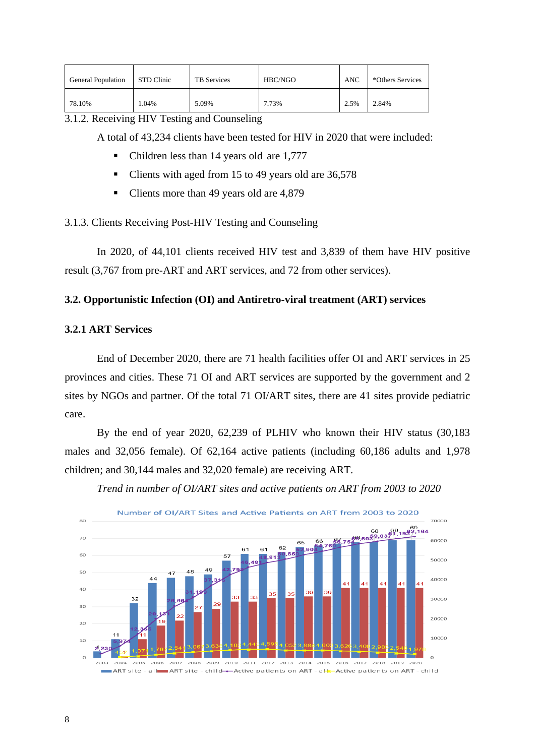| General Population | STD Clinic | TB Services | HBC/NGO | ANC | *Others Services |
|---|---|---|---|---|---|
| 78.10% | 1.04% | 5.09% | 7.73% | 2.5% | 2.84% |

3.1.2. Receiving HIV Testing and Counseling

A total of 43,234 clients have been tested for HIV in 2020 that were included:

- Children less than 14 years old are 1,777
- Clients with aged from 15 to 49 years old are 36,578
- Clients more than 49 years old are 4,879

3.1.3. Clients Receiving Post-HIV Testing and Counseling

In 2020, of 44,101 clients received HIV test and 3,839 of them have HIV positive result (3,767 from pre-ART and ART services, and 72 from other services).

### 3.2. Opportunistic Infection (OI) and Antiretro-viral treatment (ART) services

### 3.2.1 ART Services

End of December 2020, there are 71 health facilities offer OI and ART services in 25 provinces and cities. These 71 OI and ART services are supported by the government and 2 sites by NGOs and partner. Of the total 71 OI/ART sites, there are 41 sites provide pediatric care.

By the end of year 2020, 62,239 of PLHIV who known their HIV status (30,183 males and 32,056 female). Of 62,164 active patients (including 60,186 adults and 1,978 children; and 30,144 males and 32,020 female) are receiving ART.

*Trend in number of OI/ART sites and active patients on ART from 2003 to 2020*

Number of OI/ART Sites and Active Patients on ART from 2003 to 2020

| Year | ART site - all | ART site - child | Active patients on ART - all | Active patients on ART - child |
|---|---|---|---|---|
| 2003 | 4 | | 2,230 | |
| 2004 | 11 | | 6,974 | 451 |
| 2005 | 32 | 11 | 12,355 | 1,071 |
| 2006 | 44 | 19 | 20,131 | 1,781 |
| 2007 | 47 | 22 | 26,664 | 2,541 |
| 2008 | 48 | 27 | 31,199 | 3,067 |
| 2009 | 49 | 29 | 37,315 | 3,638 |
| 2010 | 57 | 33 | 42,793 | 4,103 |
| 2011 | 61 | 33 | 46,481 | 4,445 |
| 2012 | 61 | 35 | 48,913 | 4,595 |
| 2013 | 62 | 35 | 50,658 | 4,052 |
| 2014 | 65 | 36 | 52,908 | 3,884 |
| 2015 | 66 | 36 | 54,768 | 4,003 |
| 2016 | 67 | 41 | 56,754 | 3,626 |
| 2017 | 68 | 41 | 58,503 | 3,409 |
| 2018 | 68 | 41 | 59,837 | 2,985 |
| 2019 | 69 | 41 | 61,193 | 2,548 |
| 2020 | 69 | 41 | 62,164 | 1,978 |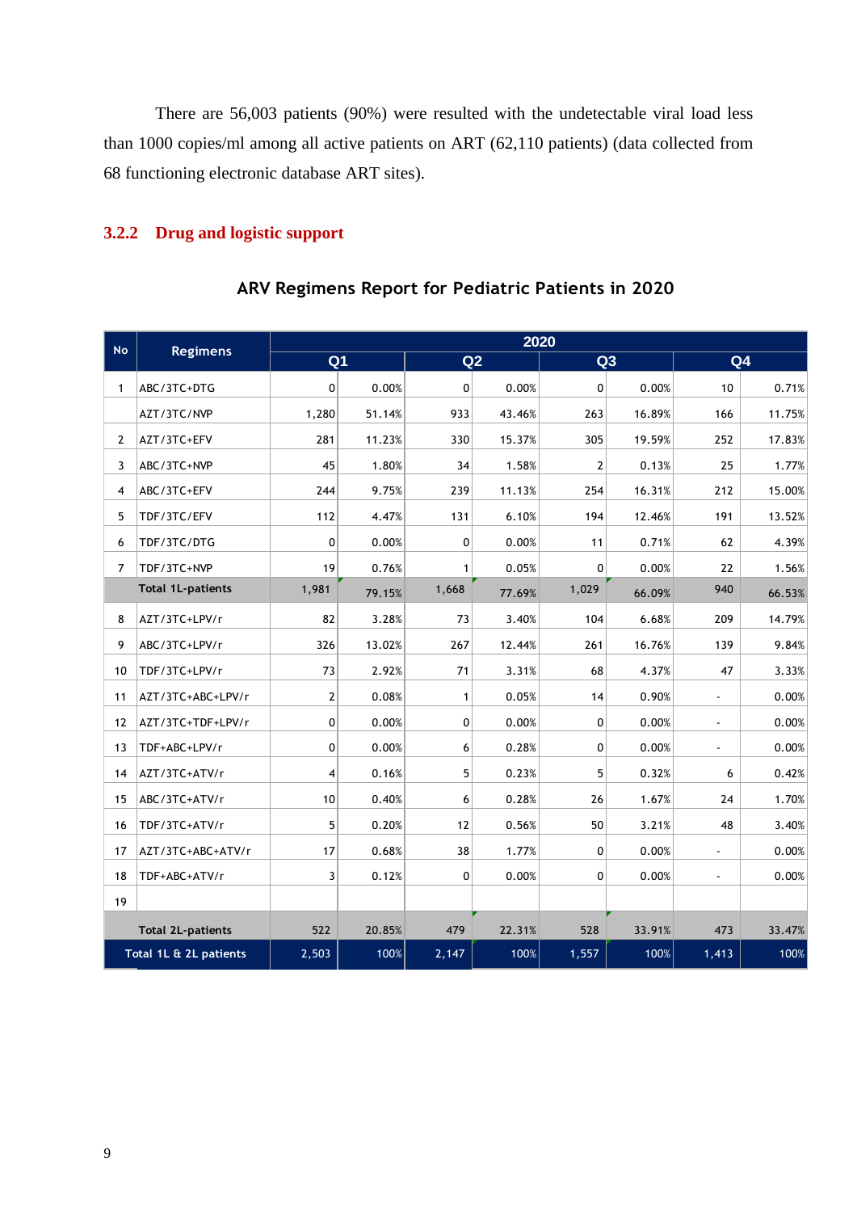There are 56,003 patients (90%) were resulted with the undetectable viral load less than 1000 copies/ml among all active patients on ART (62,110 patients) (data collected from 68 functioning electronic database ART sites).

### 3.2.2 Drug and logistic support

**ARV Regimens Report for Pediatric Patients in 2020**

| No | Regimens | 2020 | | | | | | | |
|---|---|---|---|---|---|---|---|---|---|
| | | Q1 | | Q2 | | Q3 | | Q4 | |
| 1 | ABC/3TC+DTG | 0 | 0.00% | 0 | 0.00% | 0 | 0.00% | 10 | 0.71% |
| | AZT/3TC/NVP | 1,280 | 51.14% | 933 | 43.46% | 263 | 16.89% | 166 | 11.75% |
| 2 | AZT/3TC+EFV | 281 | 11.23% | 330 | 15.37% | 305 | 19.59% | 252 | 17.83% |
| 3 | ABC/3TC+NVP | 45 | 1.80% | 34 | 1.58% | 2 | 0.13% | 25 | 1.77% |
| 4 | ABC/3TC+EFV | 244 | 9.75% | 239 | 11.13% | 254 | 16.31% | 212 | 15.00% |
| 5 | TDF/3TC/EFV | 112 | 4.47% | 131 | 6.10% | 194 | 12.46% | 191 | 13.52% |
| 6 | TDF/3TC/DTG | 0 | 0.00% | 0 | 0.00% | 11 | 0.71% | 62 | 4.39% |
| 7 | TDF/3TC+NVP | 19 | 0.76% | 1 | 0.05% | 0 | 0.00% | 22 | 1.56% |
| | **Total 1L-patients** | 1,981 | 79.15% | 1,668 | 77.69% | 1,029 | 66.09% | 940 | 66.53% |
| 8 | AZT/3TC+LPV/r | 82 | 3.28% | 73 | 3.40% | 104 | 6.68% | 209 | 14.79% |
| 9 | ABC/3TC+LPV/r | 326 | 13.02% | 267 | 12.44% | 261 | 16.76% | 139 | 9.84% |
| 10 | TDF/3TC+LPV/r | 73 | 2.92% | 71 | 3.31% | 68 | 4.37% | 47 | 3.33% |
| 11 | AZT/3TC+ABC+LPV/r | 2 | 0.08% | 1 | 0.05% | 14 | 0.90% | - | 0.00% |
| 12 | AZT/3TC+TDF+LPV/r | 0 | 0.00% | 0 | 0.00% | 0 | 0.00% | - | 0.00% |
| 13 | TDF+ABC+LPV/r | 0 | 0.00% | 6 | 0.28% | 0 | 0.00% | - | 0.00% |
| 14 | AZT/3TC+ATV/r | 4 | 0.16% | 5 | 0.23% | 5 | 0.32% | 6 | 0.42% |
| 15 | ABC/3TC+ATV/r | 10 | 0.40% | 6 | 0.28% | 26 | 1.67% | 24 | 1.70% |
| 16 | TDF/3TC+ATV/r | 5 | 0.20% | 12 | 0.56% | 50 | 3.21% | 48 | 3.40% |
| 17 | AZT/3TC+ABC+ATV/r | 17 | 0.68% | 38 | 1.77% | 0 | 0.00% | - | 0.00% |
| 18 | TDF+ABC+ATV/r | 3 | 0.12% | 0 | 0.00% | 0 | 0.00% | - | 0.00% |
| 19 | | | | | | | | | |
| | **Total 2L-patients** | 522 | 20.85% | 479 | 22.31% | 528 | 33.91% | 473 | 33.47% |
| | **Total 1L & 2L patients** | 2,503 | 100% | 2,147 | 100% | 1,557 | 100% | 1,413 | 100% |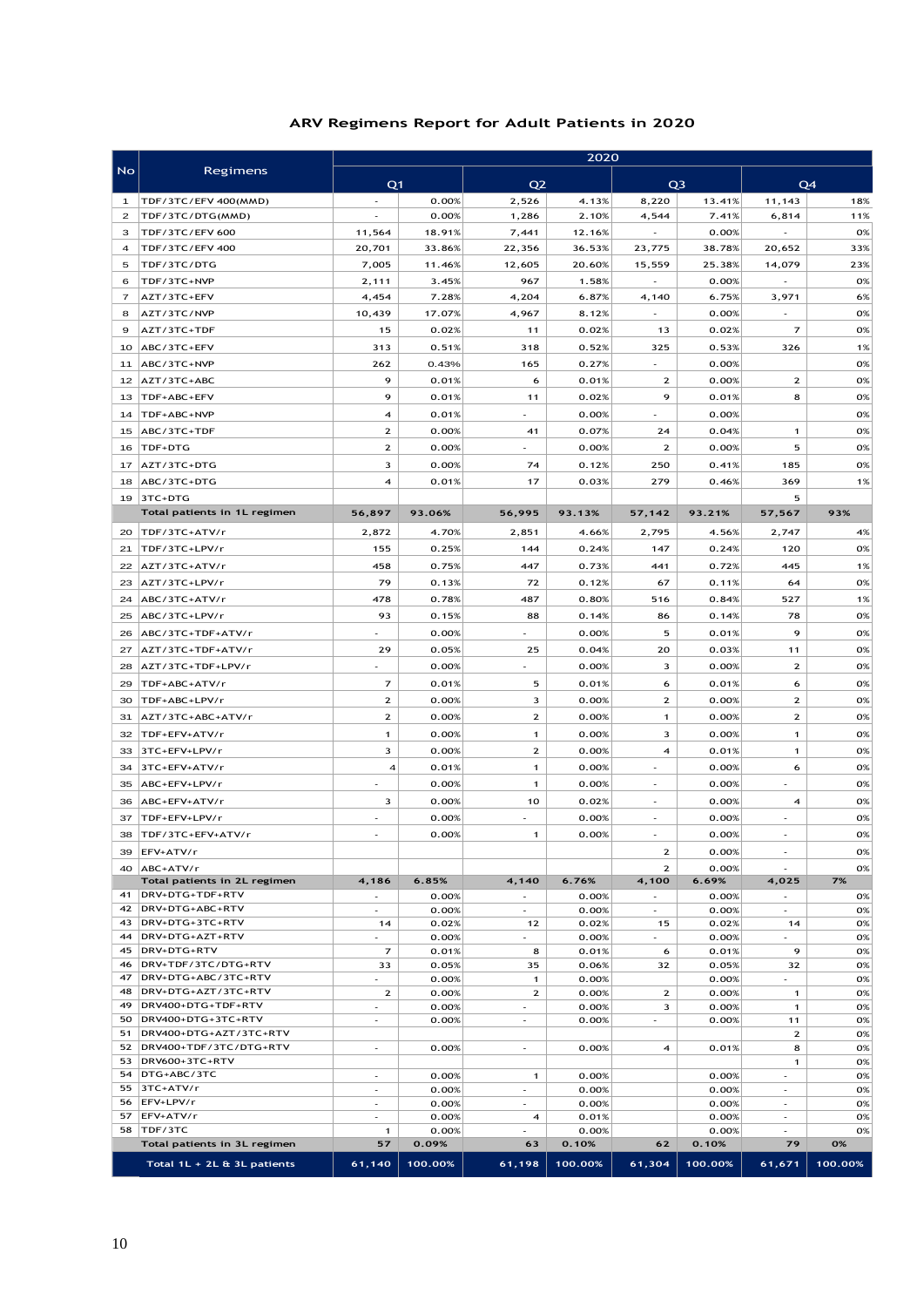# ARV Regimens Report for Adult Patients in 2020

| No | Regimens | 2020 | | | | | | | |
|---|---|---|---|---|---|---|---|---|---|
| | | Q1 | | Q2 | | Q3 | | Q4 | |
| 1 | TDF/3TC/EFV 400(MMD) | - | 0.00% | 2,526 | 4.13% | 8,220 | 13.41% | 11,143 | 18% |
| 2 | TDF/3TC/DTG(MMD) | - | 0.00% | 1,286 | 2.10% | 4,544 | 7.41% | 6,814 | 11% |
| 3 | TDF/3TC/EFV 600 | 11,564 | 18.91% | 7,441 | 12.16% | - | 0.00% | - | 0% |
| 4 | TDF/3TC/EFV 400 | 20,701 | 33.86% | 22,356 | 36.53% | 23,775 | 38.78% | 20,652 | 33% |
| 5 | TDF/3TC/DTG | 7,005 | 11.46% | 12,605 | 20.60% | 15,559 | 25.38% | 14,079 | 23% |
| 6 | TDF/3TC+NVP | 2,111 | 3.45% | 967 | 1.58% | - | 0.00% | - | 0% |
| 7 | AZT/3TC+EFV | 4,454 | 7.28% | 4,204 | 6.87% | 4,140 | 6.75% | 3,971 | 6% |
| 8 | AZT/3TC/NVP | 10,439 | 17.07% | 4,967 | 8.12% | - | 0.00% | - | 0% |
| 9 | AZT/3TC+TDF | 15 | 0.02% | 11 | 0.02% | 13 | 0.02% | 7 | 0% |
| 10 | ABC/3TC+EFV | 313 | 0.51% | 318 | 0.52% | 325 | 0.53% | 326 | 1% |
| 11 | ABC/3TC+NVP | 262 | 0.43% | 165 | 0.27% | - | 0.00% | | 0% |
| 12 | AZT/3TC+ABC | 9 | 0.01% | 6 | 0.01% | 2 | 0.00% | 2 | 0% |
| 13 | TDF+ABC+EFV | 9 | 0.01% | 11 | 0.02% | 9 | 0.01% | 8 | 0% |
| 14 | TDF+ABC+NVP | 4 | 0.01% | - | 0.00% | - | 0.00% | | 0% |
| 15 | ABC/3TC+TDF | 2 | 0.00% | 41 | 0.07% | 24 | 0.04% | 1 | 0% |
| 16 | TDF+DTG | 2 | 0.00% | - | 0.00% | 2 | 0.00% | 5 | 0% |
| 17 | AZT/3TC+DTG | 3 | 0.00% | 74 | 0.12% | 250 | 0.41% | 185 | 0% |
| 18 | ABC/3TC+DTG | 4 | 0.01% | 17 | 0.03% | 279 | 0.46% | 369 | 1% |
| 19 | 3TC+DTG | | | | | | | 5 | |
| | **Total patients in 1L regimen** | **56,897** | **93.06%** | **56,995** | **93.13%** | **57,142** | **93.21%** | **57,567** | **93%** |
| 20 | TDF/3TC+ATV/r | 2,872 | 4.70% | 2,851 | 4.66% | 2,795 | 4.56% | 2,747 | 4% |
| 21 | TDF/3TC+LPV/r | 155 | 0.25% | 144 | 0.24% | 147 | 0.24% | 120 | 0% |
| 22 | AZT/3TC+ATV/r | 458 | 0.75% | 447 | 0.73% | 441 | 0.72% | 445 | 1% |
| 23 | AZT/3TC+LPV/r | 79 | 0.13% | 72 | 0.12% | 67 | 0.11% | 64 | 0% |
| 24 | ABC/3TC+ATV/r | 478 | 0.78% | 487 | 0.80% | 516 | 0.84% | 527 | 1% |
| 25 | ABC/3TC+LPV/r | 93 | 0.15% | 88 | 0.14% | 86 | 0.14% | 78 | 0% |
| 26 | ABC/3TC+TDF+ATV/r | - | 0.00% | - | 0.00% | 5 | 0.01% | 9 | 0% |
| 27 | AZT/3TC+TDF+ATV/r | 29 | 0.05% | 25 | 0.04% | 20 | 0.03% | 11 | 0% |
| 28 | AZT/3TC+TDF+LPV/r | - | 0.00% | - | 0.00% | 3 | 0.00% | 2 | 0% |
| 29 | TDF+ABC+ATV/r | 7 | 0.01% | 5 | 0.01% | 6 | 0.01% | 6 | 0% |
| 30 | TDF+ABC+LPV/r | 2 | 0.00% | 3 | 0.00% | 2 | 0.00% | 2 | 0% |
| 31 | AZT/3TC+ABC+ATV/r | 2 | 0.00% | 2 | 0.00% | 1 | 0.00% | 2 | 0% |
| 32 | TDF+EFV+ATV/r | 1 | 0.00% | 1 | 0.00% | 3 | 0.00% | 1 | 0% |
| 33 | 3TC+EFV+LPV/r | 3 | 0.00% | 2 | 0.00% | 4 | 0.01% | 1 | 0% |
| 34 | 3TC+EFV+ATV/r | 4 | 0.01% | 1 | 0.00% | - | 0.00% | 6 | 0% |
| 35 | ABC+EFV+LPV/r | - | 0.00% | 1 | 0.00% | - | 0.00% | - | 0% |
| 36 | ABC+EFV+ATV/r | 3 | 0.00% | 10 | 0.02% | - | 0.00% | 4 | 0% |
| 37 | TDF+EFV+LPV/r | - | 0.00% | - | 0.00% | - | 0.00% | - | 0% |
| 38 | TDF/3TC+EFV+ATV/r | - | 0.00% | 1 | 0.00% | - | 0.00% | - | 0% |
| 39 | EFV+ATV/r | | | | | 2 | 0.00% | - | 0% |
| 40 | ABC+ATV/r | | | | | 2 | 0.00% | - | 0% |
| | **Total patients in 2L regimen** | **4,186** | **6.85%** | **4,140** | **6.76%** | **4,100** | **6.69%** | **4,025** | **7%** |
| 41 | DRV+DTG+TDF+RTV | - | 0.00% | - | 0.00% | - | 0.00% | - | 0% |
| 42 | DRV+DTG+ABC+RTV | - | 0.00% | - | 0.00% | - | 0.00% | - | 0% |
| 43 | DRV+DTG+3TC+RTV | 14 | 0.02% | 12 | 0.02% | 15 | 0.02% | 14 | 0% |
| 44 | DRV+DTG+AZT+RTV | - | 0.00% | - | 0.00% | - | 0.00% | - | 0% |
| 45 | DRV+DTG+RTV | 7 | 0.01% | 8 | 0.01% | 6 | 0.01% | 9 | 0% |
| 46 | DRV+TDF/3TC/DTG+RTV | 33 | 0.05% | 35 | 0.06% | 32 | 0.05% | 32 | 0% |
| 47 | DRV+DTG+ABC/3TC+RTV | - | 0.00% | 1 | 0.00% | | 0.00% | - | 0% |
| 48 | DRV+DTG+AZT/3TC+RTV | 2 | 0.00% | 2 | 0.00% | 2 | 0.00% | 1 | 0% |
| 49 | DRV400+DTG+TDF+RTV | - | 0.00% | - | 0.00% | 3 | 0.00% | 1 | 0% |
| 50 | DRV400+DTG+3TC+RTV | - | 0.00% | - | 0.00% | - | 0.00% | 11 | 0% |
| 51 | DRV400+DTG+AZT/3TC+RTV | | | | | | | 2 | 0% |
| 52 | DRV400+TDF/3TC/DTG+RTV | - | 0.00% | - | 0.00% | 4 | 0.01% | 8 | 0% |
| 53 | DRV600+3TC+RTV | | | | | | | 1 | 0% |
| 54 | DTG+ABC/3TC | - | 0.00% | 1 | 0.00% | | 0.00% | - | 0% |
| 55 | 3TC+ATV/r | - | 0.00% | - | 0.00% | | 0.00% | - | 0% |
| 56 | EFV+LPV/r | - | 0.00% | - | 0.00% | | 0.00% | - | 0% |
| 57 | EFV+ATV/r | - | 0.00% | 4 | 0.01% | | 0.00% | - | 0% |
| 58 | TDF/3TC | 1 | 0.00% | - | 0.00% | | 0.00% | - | 0% |
| | **Total patients in 3L regimen** | **57** | **0.09%** | **63** | **0.10%** | **62** | **0.10%** | **79** | **0%** |
| | **Total 1L + 2L & 3L patients** | **61,140** | **100.00%** | **61,198** | **100.00%** | **61,304** | **100.00%** | **61,671** | **100.00%** |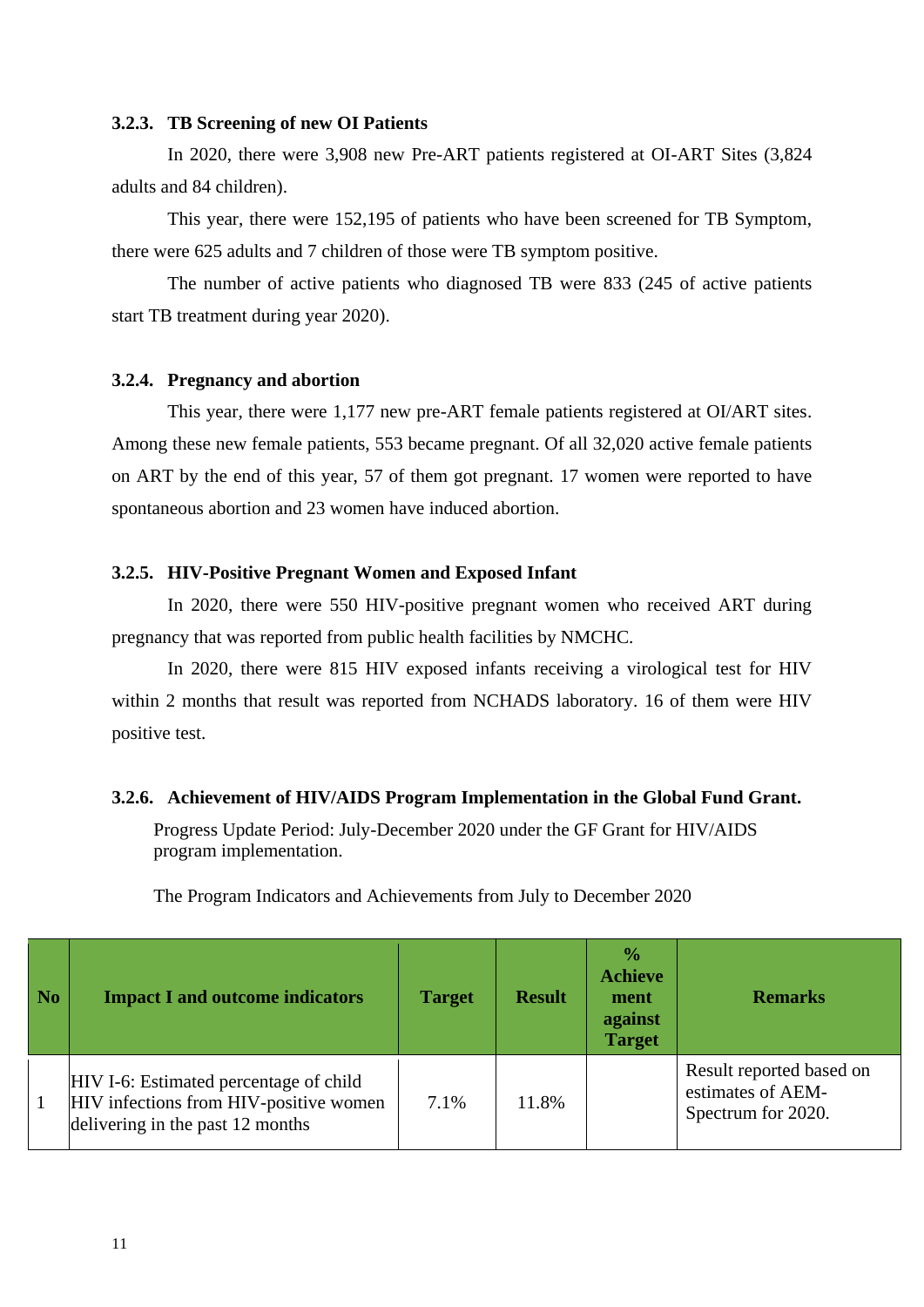### 3.2.3. TB Screening of new OI Patients

In 2020, there were 3,908 new Pre-ART patients registered at OI-ART Sites (3,824 adults and 84 children).

This year, there were 152,195 of patients who have been screened for TB Symptom, there were 625 adults and 7 children of those were TB symptom positive.

The number of active patients who diagnosed TB were 833 (245 of active patients start TB treatment during year 2020).

### 3.2.4. Pregnancy and abortion

This year, there were 1,177 new pre-ART female patients registered at OI/ART sites. Among these new female patients, 553 became pregnant. Of all 32,020 active female patients on ART by the end of this year, 57 of them got pregnant. 17 women were reported to have spontaneous abortion and 23 women have induced abortion.

### 3.2.5. HIV-Positive Pregnant Women and Exposed Infant

In 2020, there were 550 HIV-positive pregnant women who received ART during pregnancy that was reported from public health facilities by NMCHC.

In 2020, there were 815 HIV exposed infants receiving a virological test for HIV within 2 months that result was reported from NCHADS laboratory. 16 of them were HIV positive test.

### 3.2.6. Achievement of HIV/AIDS Program Implementation in the Global Fund Grant.

Progress Update Period: July-December 2020 under the GF Grant for HIV/AIDS program implementation.

The Program Indicators and Achievements from July to December 2020

| No | Impact I and outcome indicators | Target | Result | % Achievement against Target | Remarks |
|---|---|---|---|---|---|
| 1 | HIV I-6: Estimated percentage of child HIV infections from HIV-positive women delivering in the past 12 months | 7.1% | 11.8% | | Result reported based on estimates of AEM-Spectrum for 2020. |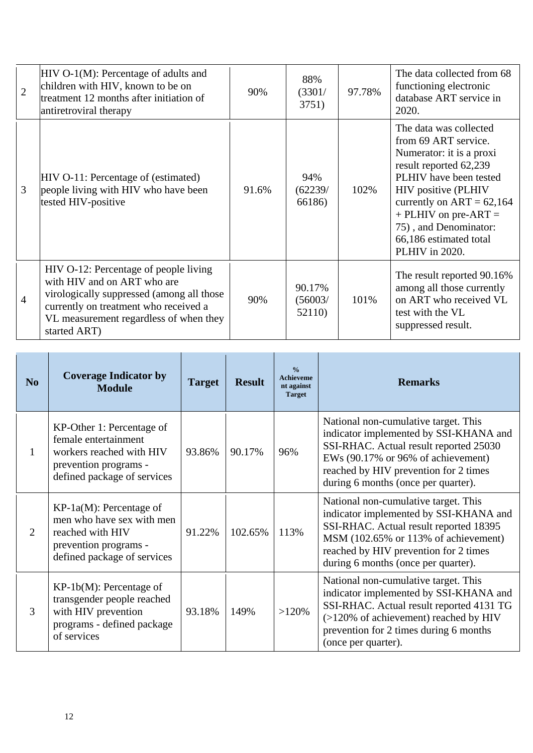| | | | | | |
|---|---|---|---|---|---|
| 2 | HIV O-1(M): Percentage of adults and children with HIV, known to be on treatment 12 months after initiation of antiretroviral therapy | 90% | 88% (3301/ 3751) | 97.78% | The data collected from 68 functioning electronic database ART service in 2020. |
| 3 | HIV O-11: Percentage of (estimated) people living with HIV who have been tested HIV-positive | 91.6% | 94% (62239/ 66186) | 102% | The data was collected from 69 ART service. Numerator: it is a proxi result reported 62,239 PLHIV have been tested HIV positive (PLHIV currently on ART = 62,164 + PLHIV on pre-ART = 75) , and Denominator: 66,186 estimated total PLHIV in 2020. |
| 4 | HIV O-12: Percentage of people living with HIV and on ART who are virologically suppressed (among all those currently on treatment who received a VL measurement regardless of when they started ART) | 90% | 90.17% (56003/ 52110) | 101% | The result reported 90.16% among all those currently on ART who received VL test with the VL suppressed result. |

| No | Coverage Indicator by Module | Target | Result | % Achievement against Target | Remarks |
|---|---|---|---|---|---|
| 1 | KP-Other 1: Percentage of female entertainment workers reached with HIV prevention programs - defined package of services | 93.86% | 90.17% | 96% | National non-cumulative target. This indicator implemented by SSI-KHANA and SSI-RHAC. Actual result reported 25030 EWs (90.17% or 96% of achievement) reached by HIV prevention for 2 times during 6 months (once per quarter). |
| 2 | KP-1a(M): Percentage of men who have sex with men reached with HIV prevention programs - defined package of services | 91.22% | 102.65% | 113% | National non-cumulative target. This indicator implemented by SSI-KHANA and SSI-RHAC. Actual result reported 18395 MSM (102.65% or 113% of achievement) reached by HIV prevention for 2 times during 6 months (once per quarter). |
| 3 | KP-1b(M): Percentage of transgender people reached with HIV prevention programs - defined package of services | 93.18% | 149% | >120% | National non-cumulative target. This indicator implemented by SSI-KHANA and SSI-RHAC. Actual result reported 4131 TG (>120% of achievement) reached by HIV prevention for 2 times during 6 months (once per quarter). |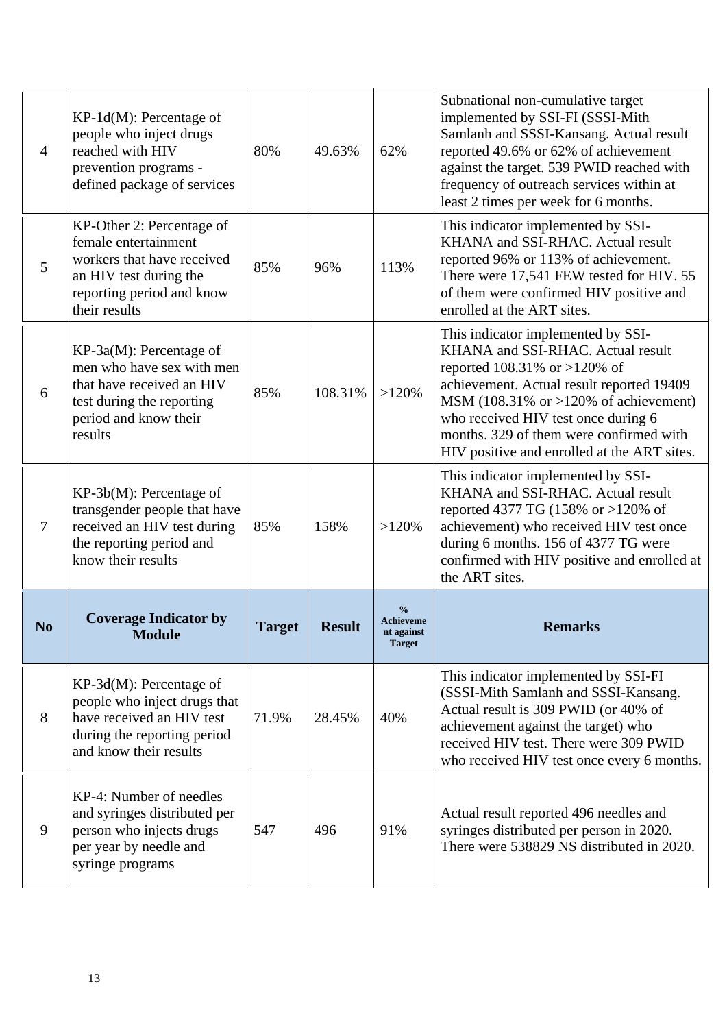| No | Coverage Indicator by Module | Target | Result | % Achievement against Target | Remarks |
|---|---|---|---|---|---|
| 4 | KP-1d(M): Percentage of people who inject drugs reached with HIV prevention programs - defined package of services | 80% | 49.63% | 62% | Subnational non-cumulative target implemented by SSI-FI (SSSI-Mith Samlanh and SSSI-Kansang. Actual result reported 49.6% or 62% of achievement against the target. 539 PWID reached with frequency of outreach services within at least 2 times per week for 6 months. |
| 5 | KP-Other 2: Percentage of female entertainment workers that have received an HIV test during the reporting period and know their results | 85% | 96% | 113% | This indicator implemented by SSI-KHANA and SSI-RHAC. Actual result reported 96% or 113% of achievement. There were 17,541 FEW tested for HIV. 55 of them were confirmed HIV positive and enrolled at the ART sites. |
| 6 | KP-3a(M): Percentage of men who have sex with men that have received an HIV test during the reporting period and know their results | 85% | 108.31% | >120% | This indicator implemented by SSI-KHANA and SSI-RHAC. Actual result reported 108.31% or >120% of achievement. Actual result reported 19409 MSM (108.31% or >120% of achievement) who received HIV test once during 6 months. 329 of them were confirmed with HIV positive and enrolled at the ART sites. |
| 7 | KP-3b(M): Percentage of transgender people that have received an HIV test during the reporting period and know their results | 85% | 158% | >120% | This indicator implemented by SSI-KHANA and SSI-RHAC. Actual result reported 4377 TG (158% or >120% of achievement) who received HIV test once during 6 months. 156 of 4377 TG were confirmed with HIV positive and enrolled at the ART sites. |
| 8 | KP-3d(M): Percentage of people who inject drugs that have received an HIV test during the reporting period and know their results | 71.9% | 28.45% | 40% | This indicator implemented by SSI-FI (SSSI-Mith Samlanh and SSSI-Kansang. Actual result is 309 PWID (or 40% of achievement against the target) who received HIV test. There were 309 PWID who received HIV test once every 6 months. |
| 9 | KP-4: Number of needles and syringes distributed per person who injects drugs per year by needle and syringe programs | 547 | 496 | 91% | Actual result reported 496 needles and syringes distributed per person in 2020. There were 538829 NS distributed in 2020. |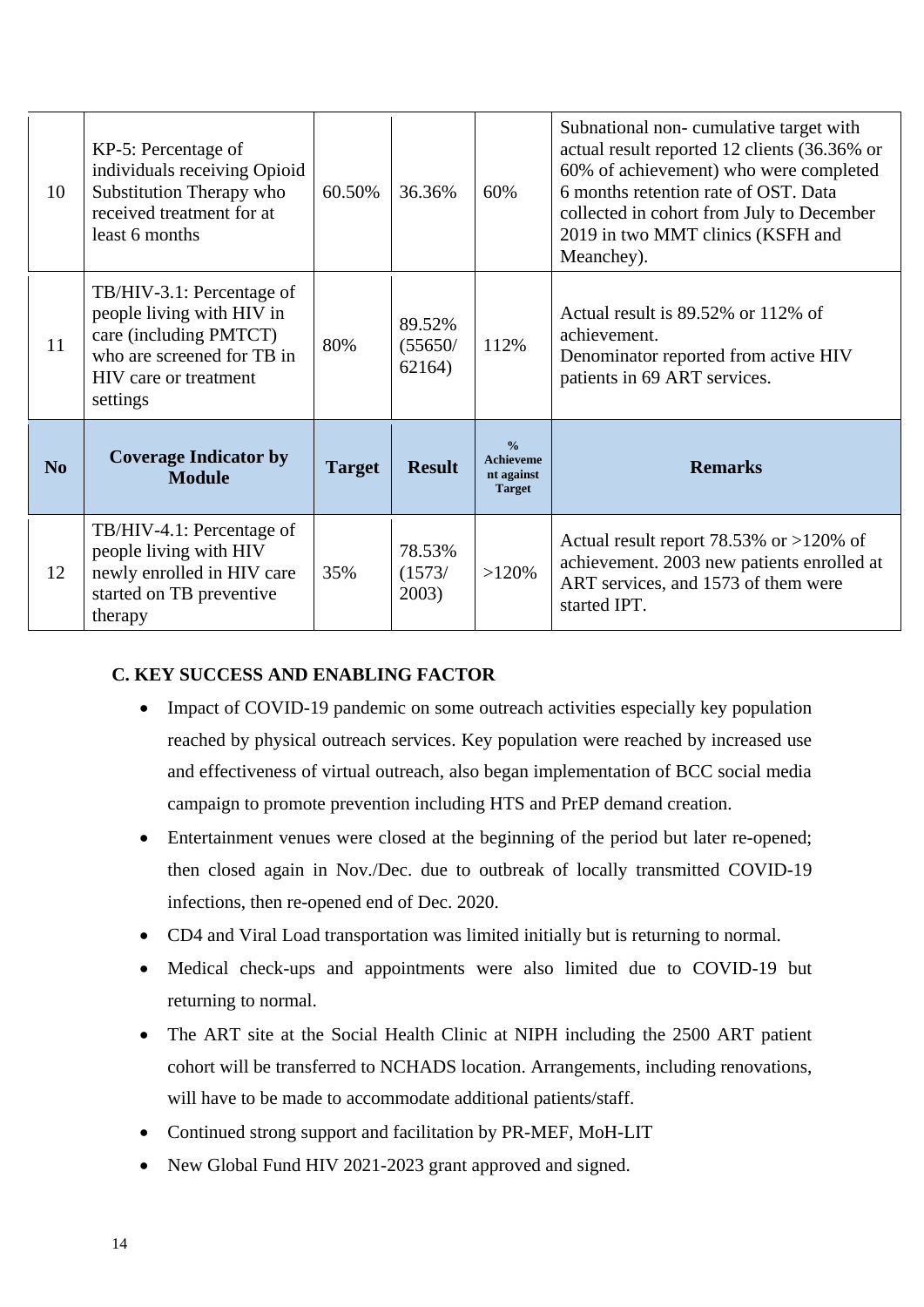| No | Coverage Indicator by Module | Target | Result | % Achievement against Target | Remarks |
|---|---|---|---|---|---|
| 10 | KP-5: Percentage of individuals receiving Opioid Substitution Therapy who received treatment for at least 6 months | 60.50% | 36.36% | 60% | Subnational non- cumulative target with actual result reported 12 clients (36.36% or 60% of achievement) who were completed 6 months retention rate of OST. Data collected in cohort from July to December 2019 in two MMT clinics (KSFH and Meanchey). |
| 11 | TB/HIV-3.1: Percentage of people living with HIV in care (including PMTCT) who are screened for TB in HIV care or treatment settings | 80% | 89.52% (55650/ 62164) | 112% | Actual result is 89.52% or 112% of achievement. Denominator reported from active HIV patients in 69 ART services. |
| 12 | TB/HIV-4.1: Percentage of people living with HIV newly enrolled in HIV care started on TB preventive therapy | 35% | 78.53% (1573/ 2003) | >120% | Actual result report 78.53% or >120% of achievement. 2003 new patients enrolled at ART services, and 1573 of them were started IPT. |

## C. KEY SUCCESS AND ENABLING FACTOR

- Impact of COVID-19 pandemic on some outreach activities especially key population reached by physical outreach services. Key population were reached by increased use and effectiveness of virtual outreach, also began implementation of BCC social media campaign to promote prevention including HTS and PrEP demand creation.
- Entertainment venues were closed at the beginning of the period but later re-opened; then closed again in Nov./Dec. due to outbreak of locally transmitted COVID-19 infections, then re-opened end of Dec. 2020.
- CD4 and Viral Load transportation was limited initially but is returning to normal.
- Medical check-ups and appointments were also limited due to COVID-19 but returning to normal.
- The ART site at the Social Health Clinic at NIPH including the 2500 ART patient cohort will be transferred to NCHADS location. Arrangements, including renovations, will have to be made to accommodate additional patients/staff.
- Continued strong support and facilitation by PR-MEF, MoH-LIT
- New Global Fund HIV 2021-2023 grant approved and signed.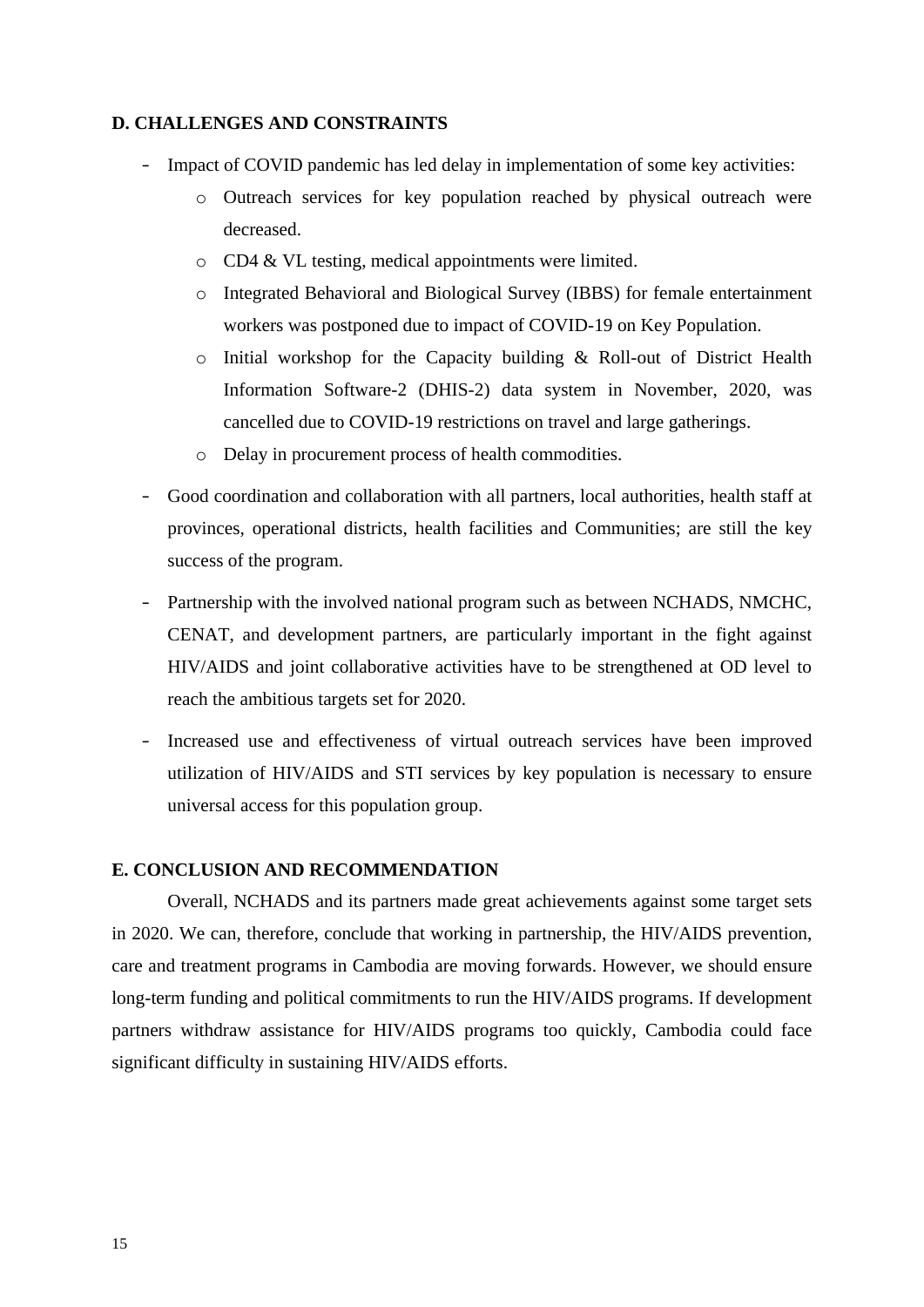## D. CHALLENGES AND CONSTRAINTS

- Impact of COVID pandemic has led delay in implementation of some key activities:
  - Outreach services for key population reached by physical outreach were decreased.
  - CD4 & VL testing, medical appointments were limited.
  - Integrated Behavioral and Biological Survey (IBBS) for female entertainment workers was postponed due to impact of COVID-19 on Key Population.
  - Initial workshop for the Capacity building & Roll-out of District Health Information Software-2 (DHIS-2) data system in November, 2020, was cancelled due to COVID-19 restrictions on travel and large gatherings.
  - Delay in procurement process of health commodities.
- Good coordination and collaboration with all partners, local authorities, health staff at provinces, operational districts, health facilities and Communities; are still the key success of the program.
- Partnership with the involved national program such as between NCHADS, NMCHC, CENAT, and development partners, are particularly important in the fight against HIV/AIDS and joint collaborative activities have to be strengthened at OD level to reach the ambitious targets set for 2020.
- Increased use and effectiveness of virtual outreach services have been improved utilization of HIV/AIDS and STI services by key population is necessary to ensure universal access for this population group.

## E. CONCLUSION AND RECOMMENDATION

Overall, NCHADS and its partners made great achievements against some target sets in 2020. We can, therefore, conclude that working in partnership, the HIV/AIDS prevention, care and treatment programs in Cambodia are moving forwards. However, we should ensure long-term funding and political commitments to run the HIV/AIDS programs. If development partners withdraw assistance for HIV/AIDS programs too quickly, Cambodia could face significant difficulty in sustaining HIV/AIDS efforts.